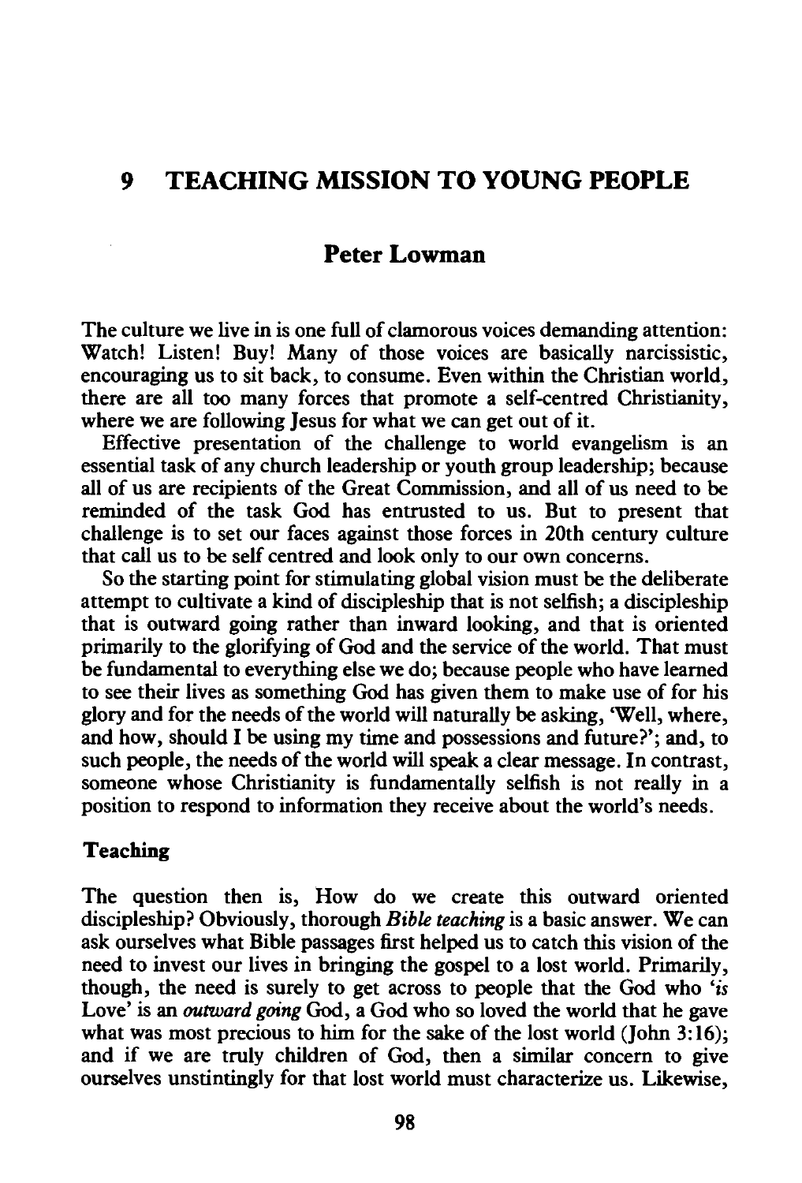# 9 TEACHING MISSION TO YOUNG PEOPLE

## Peter Lowman

The culture we live in is one full of clamorous voices demanding attention: Watch! Listen! Buy! Many of those voices are basically narcissistic, encouraging us to sit back, to consume. Even within the Christian world, there are all too many forces that promote a self-centred Christianity, where we are following Jesus for what we can get out of it.

Effective presentation of the challenge to world evangelism is an essential task of any church leadership or youth group leadership; because all of us are recipients of the Great Commission, and all of us need to be reminded of the task God has entrusted to us. But to present that challenge is to set our faces against those forces in 20th century culture that call us to be self centred and look only to our own concerns.

So the starting point for stimulating global vision must be the deliberate attempt to cultivate a kind of discipleship that is not selfish; a discipleship that is outward going rather than inward looking, and that is oriented primarily to the glorifying of God and the service of the world. That must be fundamental to everything else we do; because people who have learned to see their lives as something God has given them to make use of for his glory and for the needs of the world will naturally be asking, 'Well, where, and how, should I be using my time and possessions and future?'; and, to such people, the needs of the world will speak a clear message. In contrast, someone whose Christianity is fundamentally selfish is not really in a position to respond to information they receive about the world's needs.

### Teaching

The question then is, How do we create this outward oriented discipleship? Obviously, thorough *Bible teaching* is a basic answer. We can ask ourselves what Bible passages first helped us to catch this vision of the need to invest our lives in bringing the gospel to a lost world. Primarily, though, the need is surely to get across to people that the God who '*is* Love' is an *outward going* God, a God who so loved the world that he gave what was most precious to him for the sake of the lost world (John 3:16); and if we are truly children of God, then a similar concern to give ourselves unstintingly for that lost world must characterize us. Likewise,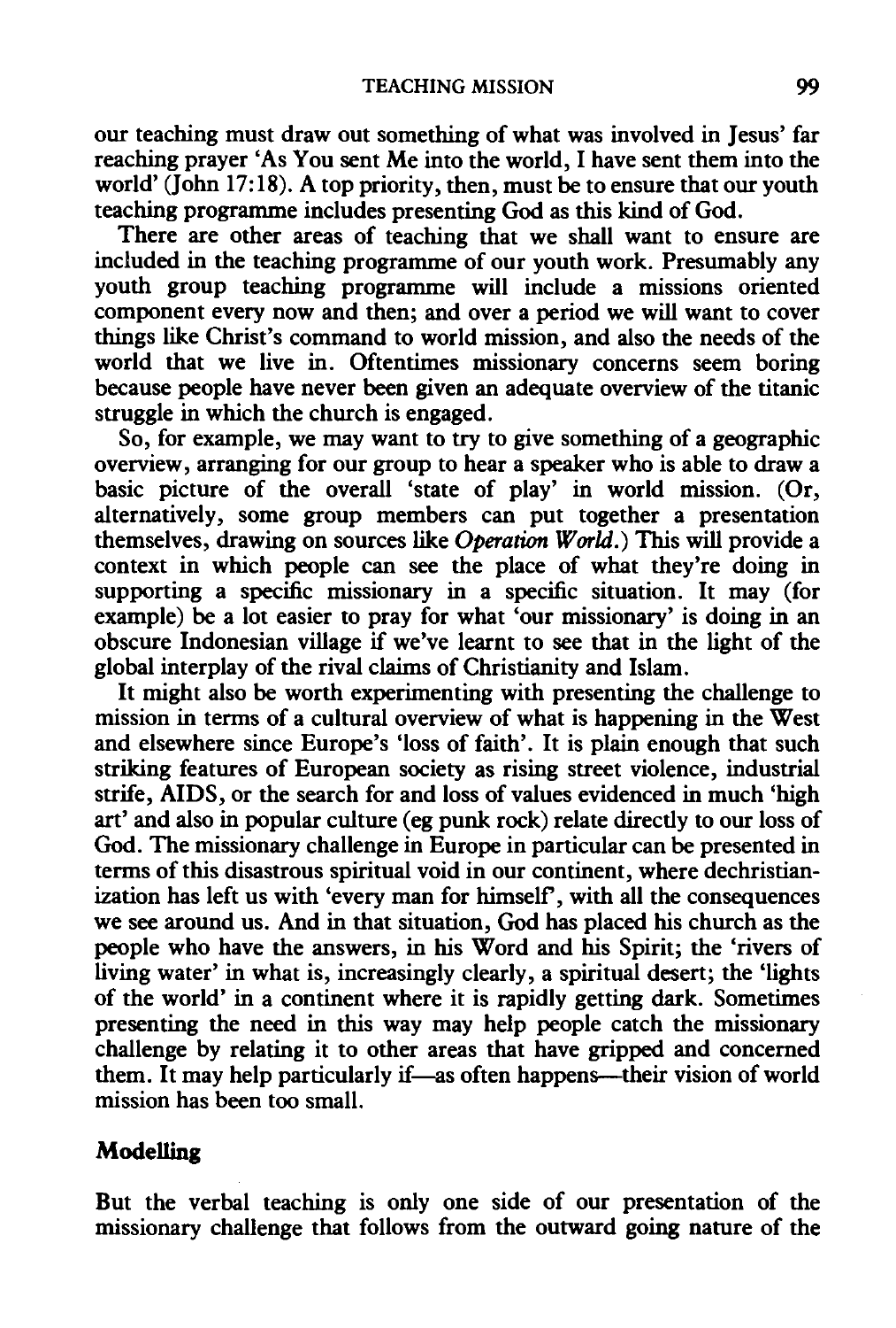our teaching must draw out something of what was involved in Jesus' far reaching prayer 'As You sent Me into the world, I have sent them into the world' (John 17:18). A top priority, then, must be to ensure that our youth teaching programme includes presenting God as this kind of God.

There are other areas of teaching that we shall want to ensure are included in the teaching programme of our youth work. Presumably any youth group teaching programme will include a missions oriented component every now and then; and over a period we will want to cover things like Christ's command to world mission, and also the needs of the world that we live in. Oftentimes missionary concerns seem boring because people have never been given an adequate overview of the titanic struggle in which the church is engaged.

So, for example, we may want to try to give something of a geographic overview, arranging for our group to hear a speaker who is able to draw a basic picture of the overall 'state of play' in world mission. (Or, alternatively, some group members can put together a presentation themselves, drawing on sources like *Operation World*.) This will provide a context in which people can see the place of what they're doing in supporting a specific missionary in a specific situation. It may (for example) be a lot easier to pray for what 'our missionary' is doing in an obscure Indonesian village if we've learnt to see that in the light of the global interplay of the rival claims of Christianity and Islam.

It might also be worth experimenting with presenting the challenge to mission in terms of a cultural overview of what is happening in the West and elsewhere since Europe's 'loss of faith'. It is plain enough that such striking features of European society as rising street violence, industrial strife, AIDS, or the search for and loss of values evidenced in much 'high art' and also in popular culture (eg punk rock) relate directly to our loss of God. The missionary challenge in Europe in particular can be presented in terms of this disastrous spiritual void in our continent, where dechristianization has left us with 'every man for himself', with all the consequences we see around us. And in that situation, God has placed his church as the people who have the answers, in his Word and his Spirit; the 'rivers of living water' in what is, increasingly clearly, a spiritual desert; the 'lights of the world' in a continent where it is rapidly getting dark. Sometimes presenting the need in this way may help people catch the missionary challenge by relating it to other areas that have gripped and concerned them. It may help particularly if—as often happens—their vision of world mission has been too small.

## Modelling

But the verbal teaching is only one side of our presentation of the missionary challenge that follows from the outward going nature of the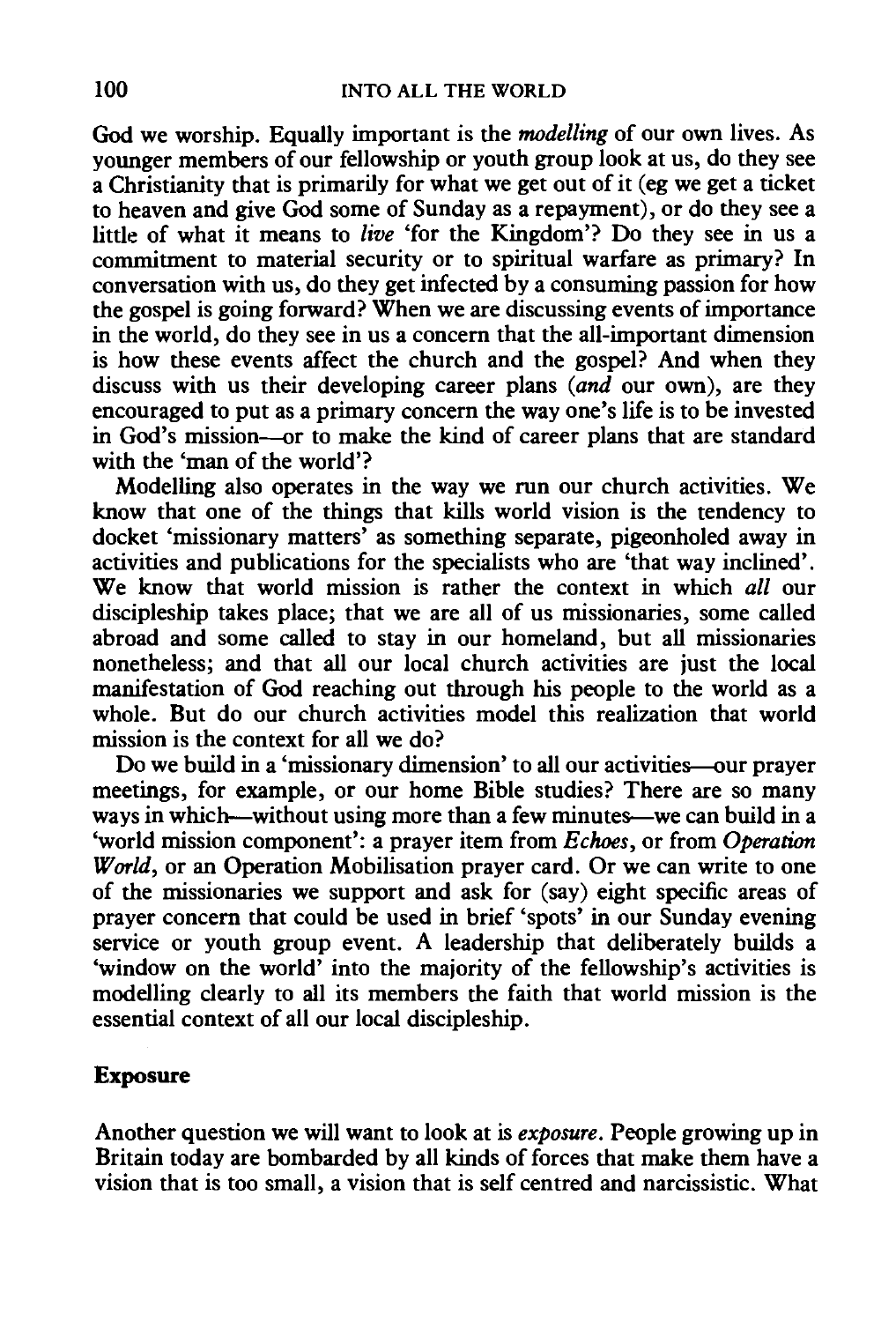God we worship. Equally important is the *modelling* of our own lives. As younger members of our fellowship or youth group look at us, do they see a Christianity that is primarily for what we get out of it (eg we get a ticket to heaven and give God some of Sunday as a repayment), or do they see a little of what it means to *live* 'for the Kingdom'? Do they see in us a commitment to material security or to spiritual warfare as primary? In conversation with us, do they get infected by a consuming passion for how the gospel is going forward? When we are discussing events of importance in the world, do they see in us a concern that the all-important dimension is how these events affect the church and the gospel? And when they discuss with us their developing career plans (*and* our own), are they encouraged to put as a primary concern the way one's life is to be invested in God's mission—or to make the kind of career plans that are standard with the 'man of the world'?

Modelling also operates in the way we run our church activities. We know that one of the things that kills world vision is the tendency to docket 'missionary matters' as something separate, pigeonholed away in activities and publications for the specialists who are 'that way inclined'. We know that world mission is rather the context in which *all* our discipleship takes place; that we are all of us missionaries, some called abroad and some called to stay in our homeland, but all missionaries nonetheless; and that all our local church activities are just the local manifestation of God reaching out through his people to the world as a whole. But do our church activities model this realization that world mission is the context for all we do?

Do we build in a 'missionary dimension' to all our activities—our prayer meetings, for example, or our home Bible studies? There are so many ways in which—without using more than a few minutes—we can build in a 'world mission component': a prayer item from *Echoes*, or from *Operation World*, or an Operation Mobilisation prayer card. Or we can write to one of the missionaries we support and ask for (say) eight specific areas of prayer concern that could be used in brief 'spots' in our Sunday evening service or youth group event. A leadership that deliberately builds a 'window on the world' into the majority of the fellowship's activities is modelling clearly to all its members the faith that world mission is the essential context of all our local discipleship.

**Exposure**

Another question we will want to look at is *exposure*. People growing up in Britain today are bombarded by all kinds of forces that make them have a vision that is too small, a vision that is self centred and narcissistic. What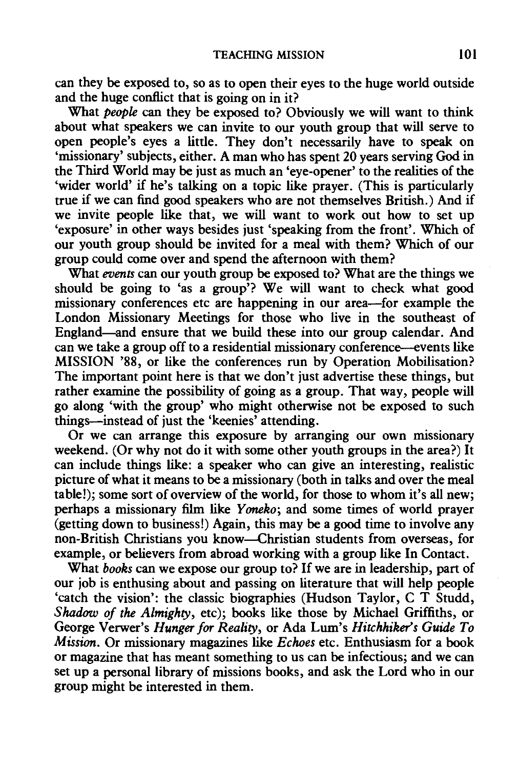can they be exposed to, so as to open their eyes to the huge world outside and the huge conflict that is going on in it?

What *people* can they be exposed to? Obviously we will want to think about what speakers we can invite to our youth group that will serve to open people's eyes a little. They don't necessarily have to speak on 'missionary' subjects, either. A man who has spent 20 years serving God in the Third World may be just as much an 'eye-opener' to the realities of the 'wider world' if he's talking on a topic like prayer. (This is particularly true if we can find good speakers who are not themselves British.) And if we invite people like that, we will want to work out how to set up 'exposure' in other ways besides just 'speaking from the front'. Which of our youth group should be invited for a meal with them? Which of our group could come over and spend the afternoon with them?

What *events* can our youth group be exposed to? What are the things we should be going to 'as a group'? We will want to check what good missionary conferences etc are happening in our area—for example the London Missionary Meetings for those who live in the southeast of England—and ensure that we build these into our group calendar. And can we take a group off to a residential missionary conference—events like MISSION '88, or like the conferences run by Operation Mobilisation? The important point here is that we don't just advertise these things, but rather examine the possibility of going as a group. That way, people will go along 'with the group' who might otherwise not be exposed to such things—instead of just the 'keenies' attending.

Or we can arrange this exposure by arranging our own missionary weekend. (Or why not do it with some other youth groups in the area?) It can include things like: a speaker who can give an interesting, realistic picture of what it means to be a missionary (both in talks and over the meal table!); some sort of overview of the world, for those to whom it's all new; perhaps a missionary film like *Yoneko*; and some times of world prayer (getting down to business!) Again, this may be a good time to involve any non-British Christians you know—Christian students from overseas, for example, or believers from abroad working with a group like In Contact.

What *books* can we expose our group to? If we are in leadership, part of our job is enthusing about and passing on literature that will help people 'catch the vision': the classic biographies (Hudson Taylor, C T Studd, *Shadow of the Almighty*, etc); books like those by Michael Griffiths, or George Verwer's *Hunger for Reality*, or Ada Lum's *Hitchhiker's Guide To Mission*. Or missionary magazines like *Echoes* etc. Enthusiasm for a book or magazine that has meant something to us can be infectious; and we can set up a personal library of missions books, and ask the Lord who in our group might be interested in them.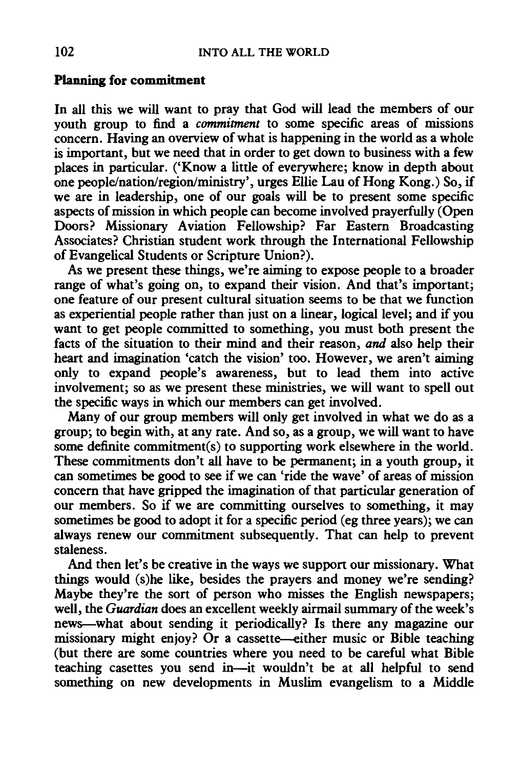**Planning for commitment**

In all this we will want to pray that God will lead the members of our youth group to find a *commitment* to some specific areas of missions concern. Having an overview of what is happening in the world as a whole is important, but we need that in order to get down to business with a few places in particular. ('Know a little of everywhere; know in depth about one people/nation/region/ministry', urges Ellie Lau of Hong Kong.) So, if we are in leadership, one of our goals will be to present some specific aspects of mission in which people can become involved prayerfully (Open Doors? Missionary Aviation Fellowship? Far Eastern Broadcasting Associates? Christian student work through the International Fellowship of Evangelical Students or Scripture Union?).

As we present these things, we're aiming to expose people to a broader range of what's going on, to expand their vision. And that's important; one feature of our present cultural situation seems to be that we function as experiential people rather than just on a linear, logical level; and if you want to get people committed to something, you must both present the facts of the situation to their mind and their reason, *and* also help their heart and imagination 'catch the vision' too. However, we aren't aiming only to expand people's awareness, but to lead them into active involvement; so as we present these ministries, we will want to spell out the specific ways in which our members can get involved.

Many of our group members will only get involved in what we do as a group; to begin with, at any rate. And so, as a group, we will want to have some definite commitment(s) to supporting work elsewhere in the world. These commitments don't all have to be permanent; in a youth group, it can sometimes be good to see if we can 'ride the wave' of areas of mission concern that have gripped the imagination of that particular generation of our members. So if we are committing ourselves to something, it may sometimes be good to adopt it for a specific period (eg three years); we can always renew our commitment subsequently. That can help to prevent staleness.

And then let's be creative in the ways we support our missionary. What things would (s)he like, besides the prayers and money we're sending? Maybe they're the sort of person who misses the English newspapers; well, the *Guardian* does an excellent weekly airmail summary of the week's news—what about sending it periodically? Is there any magazine our missionary might enjoy? Or a cassette—either music or Bible teaching (but there are some countries where you need to be careful what Bible teaching casettes you send in—it wouldn't be at all helpful to send something on new developments in Muslim evangelism to a Middle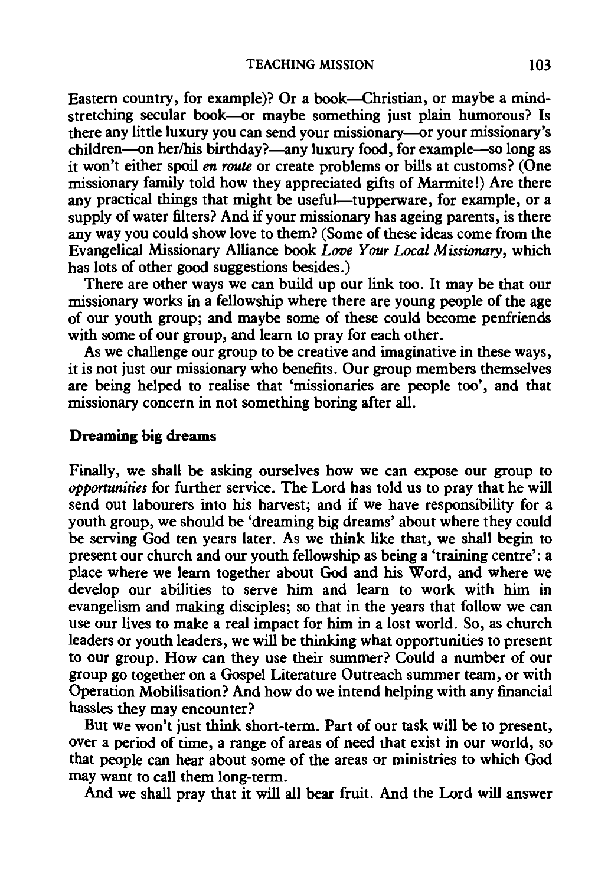Eastern country, for example)? Or a book—Christian, or maybe a mind-stretching secular book—or maybe something just plain humorous? Is there any little luxury you can send your missionary—or your missionary's children—on her/his birthday?—any luxury food, for example—so long as it won't either spoil *en route* or create problems or bills at customs? (One missionary family told how they appreciated gifts of Marmite!) Are there any practical things that might be useful—tupperware, for example, or a supply of water filters? And if your missionary has ageing parents, is there any way you could show love to them? (Some of these ideas come from the Evangelical Missionary Alliance book *Love Your Local Missionary*, which has lots of other good suggestions besides.)

There are other ways we can build up our link too. It may be that our missionary works in a fellowship where there are young people of the age of our youth group; and maybe some of these could become penfriends with some of our group, and learn to pray for each other.

As we challenge our group to be creative and imaginative in these ways, it is not just our missionary who benefits. Our group members themselves are being helped to realise that 'missionaries are people too', and that missionary concern in not something boring after all.

**Dreaming big dreams**

Finally, we shall be asking ourselves how we can expose our group to *opportunities* for further service. The Lord has told us to pray that he will send out labourers into his harvest; and if we have responsibility for a youth group, we should be 'dreaming big dreams' about where they could be serving God ten years later. As we think like that, we shall begin to present our church and our youth fellowship as being a 'training centre': a place where we learn together about God and his Word, and where we develop our abilities to serve him and learn to work with him in evangelism and making disciples; so that in the years that follow we can use our lives to make a real impact for him in a lost world. So, as church leaders or youth leaders, we will be thinking what opportunities to present to our group. How can they use their summer? Could a number of our group go together on a Gospel Literature Outreach summer team, or with Operation Mobilisation? And how do we intend helping with any financial hassles they may encounter?

But we won't just think short-term. Part of our task will be to present, over a period of time, a range of areas of need that exist in our world, so that people can hear about some of the areas or ministries to which God may want to call them long-term.

And we shall pray that it will all bear fruit. And the Lord will answer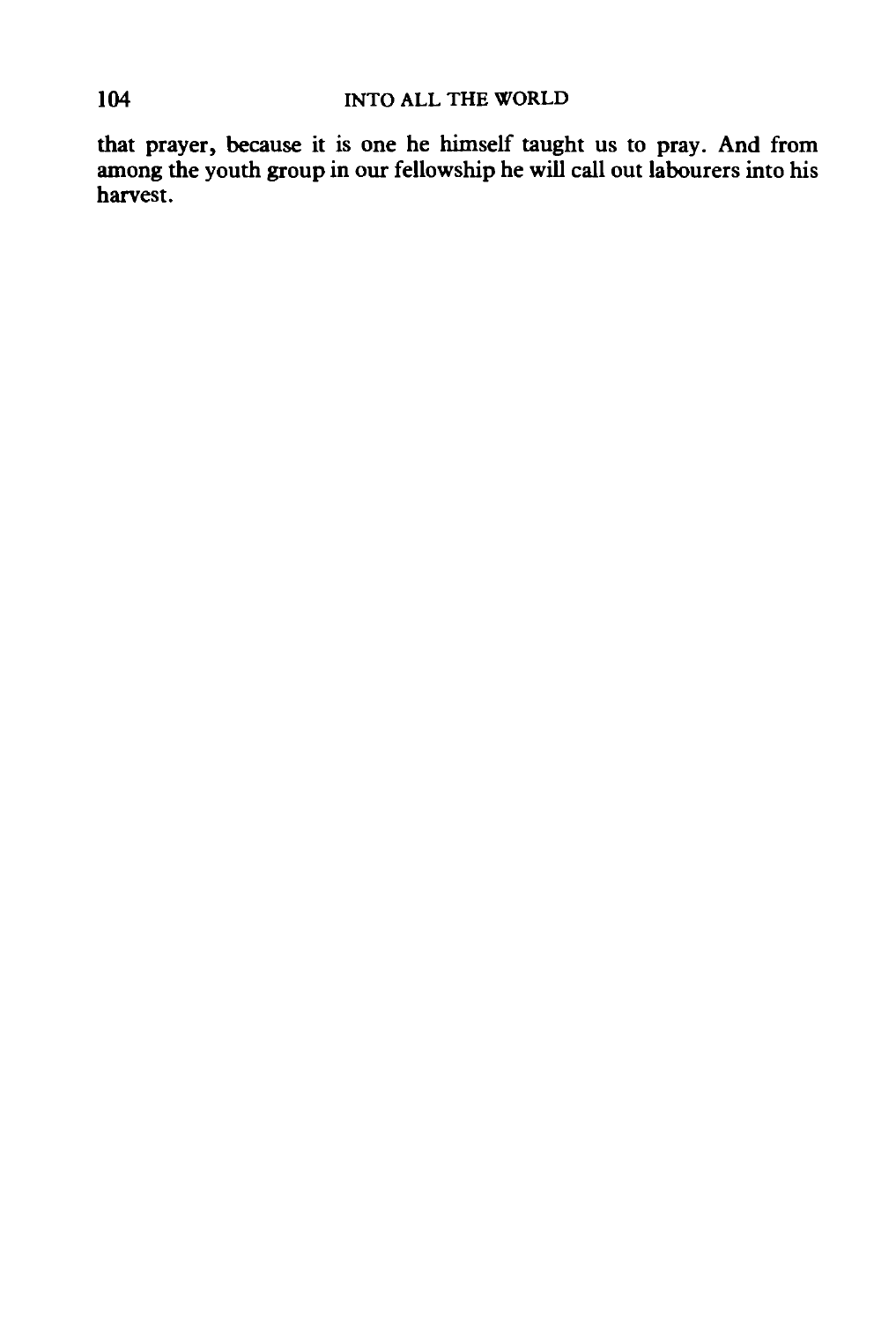that prayer, because it is one he himself taught us to pray. And from among the youth group in our fellowship he will call out labourers into his harvest.